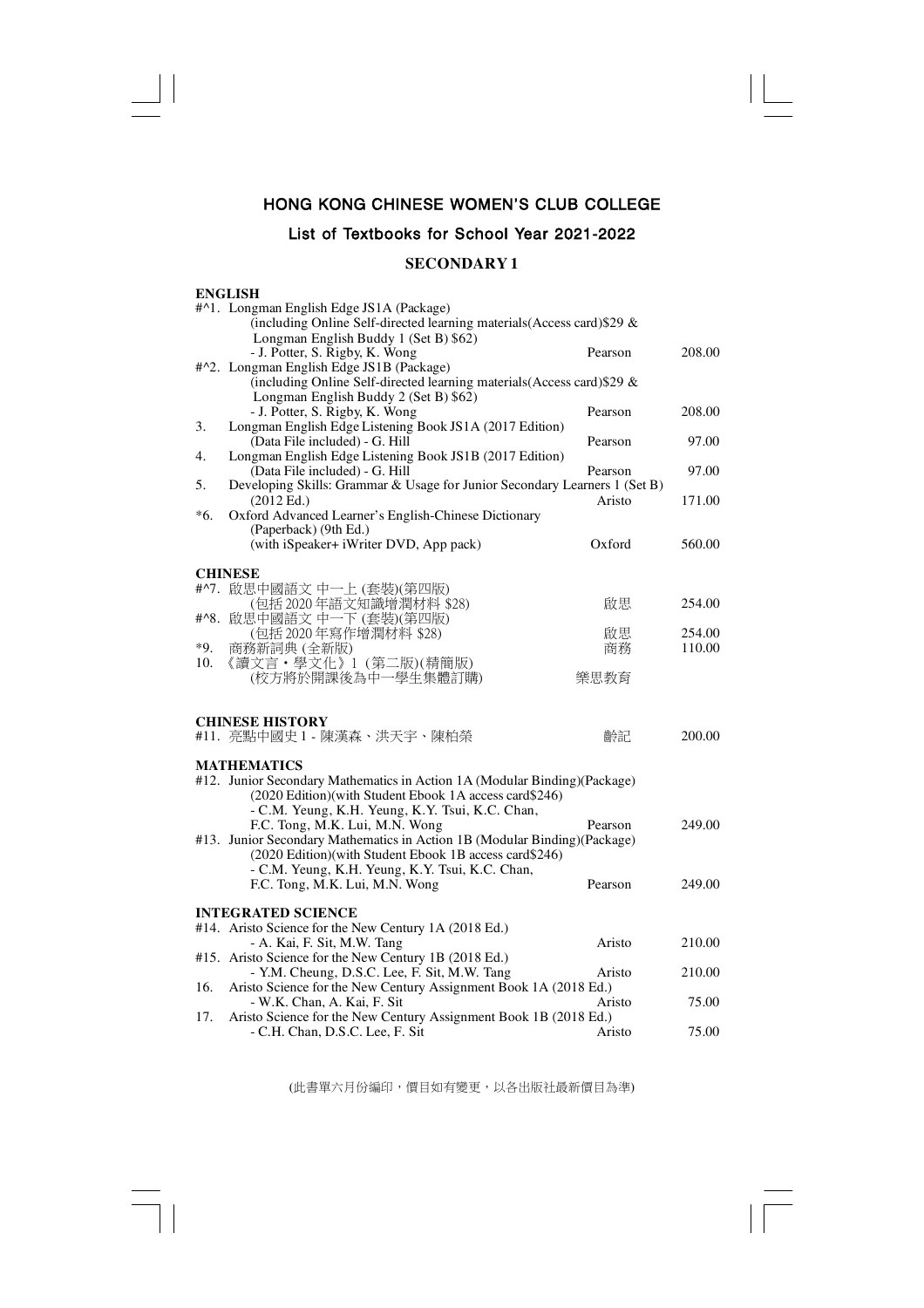# HONG KONG CHINESE WOMEN'S CLUB COLLEGE

## List of Textbooks for School Year 2021-2022

### SECONDARY 1

**ENGLISH**

| No. | Title | Publisher | Price |
|---|---|---|---|
| #^1. | Longman English Edge JS1A (Package) (including Online Self-directed learning materials(Access card)$29 & Longman English Buddy 1 (Set B) $62) - J. Potter, S. Rigby, K. Wong | Pearson | 208.00 |
| #^2. | Longman English Edge JS1B (Package) (including Online Self-directed learning materials(Access card)$29 & Longman English Buddy 2 (Set B) $62) - J. Potter, S. Rigby, K. Wong | Pearson | 208.00 |
| 3. | Longman English Edge Listening Book JS1A (2017 Edition) (Data File included) - G. Hill | Pearson | 97.00 |
| 4. | Longman English Edge Listening Book JS1B (2017 Edition) (Data File included) - G. Hill | Pearson | 97.00 |
| 5. | Developing Skills: Grammar & Usage for Junior Secondary Learners 1 (Set B) (2012 Ed.) | Aristo | 171.00 |
| *6. | Oxford Advanced Learner's English-Chinese Dictionary (Paperback) (9th Ed.) (with iSpeaker+ iWriter DVD, App pack) | Oxford | 560.00 |

**CHINESE**

| No. | Title | Publisher | Price |
|---|---|---|---|
| #^7. | 啟思中國語文 中一上 (套裝)(第四版) (包括 2020 年語文知識增潤材料 $28) | 啟思 | 254.00 |
| #^8. | 啟思中國語文 中一下 (套裝)(第四版) (包括 2020 年寫作增潤材料 $28) | 啟思 | 254.00 |
| *9. | 商務新詞典 (全新版) | 商務 | 110.00 |
| 10. | 《讀文言・學文化》1 (第二版)(精簡版) (校方將於開課後為中一學生集體訂購) | 樂思教育 | |

**CHINESE HISTORY**

| No. | Title | Publisher | Price |
|---|---|---|---|
| #11. | 亮點中國史 1 - 陳漢森、洪天宇、陳柏榮 | 齡記 | 200.00 |

**MATHEMATICS**

| No. | Title | Publisher | Price |
|---|---|---|---|
| #12. | Junior Secondary Mathematics in Action 1A (Modular Binding)(Package) (2020 Edition)(with Student Ebook 1A access card$246) - C.M. Yeung, K.H. Yeung, K.Y. Tsui, K.C. Chan, F.C. Tong, M.K. Lui, M.N. Wong | Pearson | 249.00 |
| #13. | Junior Secondary Mathematics in Action 1B (Modular Binding)(Package) (2020 Edition)(with Student Ebook 1B access card$246) - C.M. Yeung, K.H. Yeung, K.Y. Tsui, K.C. Chan, F.C. Tong, M.K. Lui, M.N. Wong | Pearson | 249.00 |

**INTEGRATED SCIENCE**

| No. | Title | Publisher | Price |
|---|---|---|---|
| #14. | Aristo Science for the New Century 1A (2018 Ed.) - A. Kai, F. Sit, M.W. Tang | Aristo | 210.00 |
| #15. | Aristo Science for the New Century 1B (2018 Ed.) - Y.M. Cheung, D.S.C. Lee, F. Sit, M.W. Tang | Aristo | 210.00 |
| 16. | Aristo Science for the New Century Assignment Book 1A (2018 Ed.) - W.K. Chan, A. Kai, F. Sit | Aristo | 75.00 |
| 17. | Aristo Science for the New Century Assignment Book 1B (2018 Ed.) - C.H. Chan, D.S.C. Lee, F. Sit | Aristo | 75.00 |

(此書單六月份編印，價目如有變更，以各出版社最新價目為準)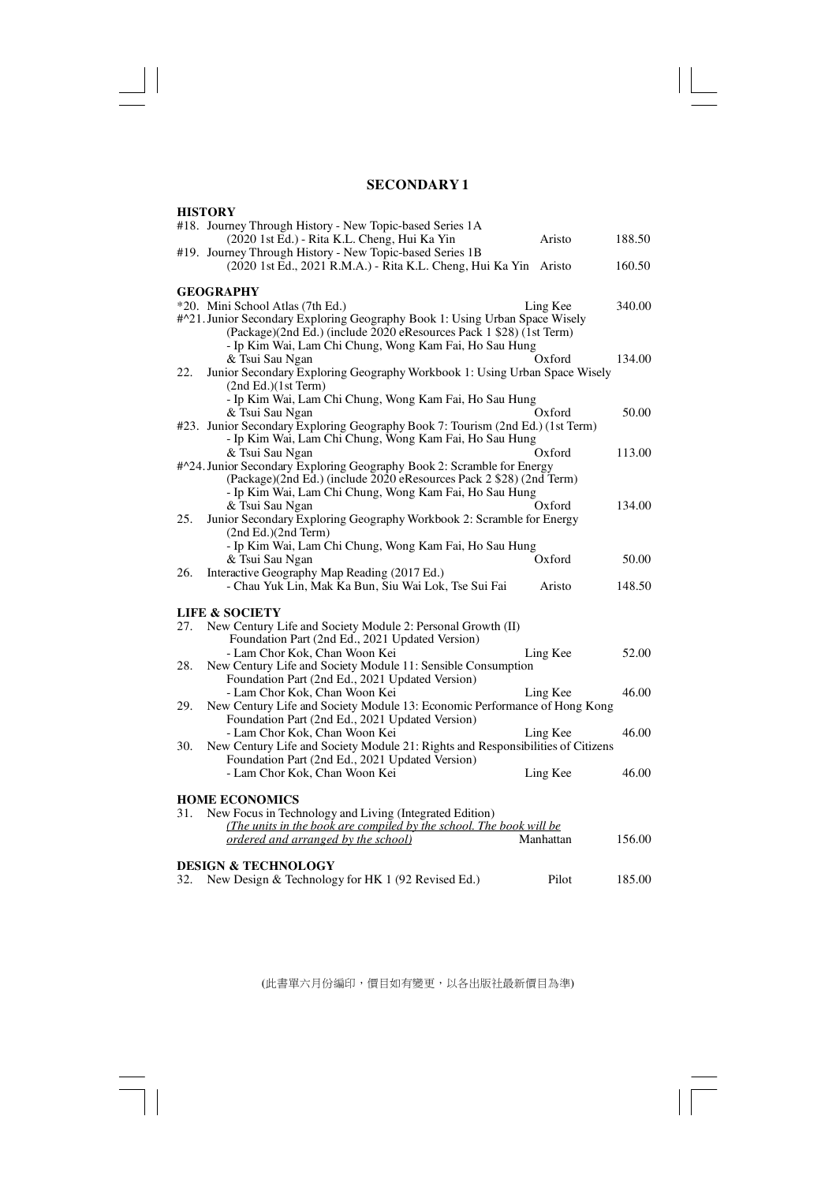## SECONDARY 1

### HISTORY

| No. | Title | Publisher | Price |
|---|---|---|---|
| #18. | Journey Through History - New Topic-based Series 1A (2020 1st Ed.) - Rita K.L. Cheng, Hui Ka Yin | Aristo | 188.50 |
| #19. | Journey Through History - New Topic-based Series 1B (2020 1st Ed., 2021 R.M.A.) - Rita K.L. Cheng, Hui Ka Yin | Aristo | 160.50 |

### GEOGRAPHY

| No. | Title | Publisher | Price |
|---|---|---|---|
| *20. | Mini School Atlas (7th Ed.) | Ling Kee | 340.00 |
| #^21. | Junior Secondary Exploring Geography Book 1: Using Urban Space Wisely (Package)(2nd Ed.) (include 2020 eResources Pack 1 $28) (1st Term) - Ip Kim Wai, Lam Chi Chung, Wong Kam Fai, Ho Sau Hung & Tsui Sau Ngan | Oxford | 134.00 |
| 22. | Junior Secondary Exploring Geography Workbook 1: Using Urban Space Wisely (2nd Ed.)(1st Term) - Ip Kim Wai, Lam Chi Chung, Wong Kam Fai, Ho Sau Hung & Tsui Sau Ngan | Oxford | 50.00 |
| #23. | Junior Secondary Exploring Geography Book 7: Tourism (2nd Ed.) (1st Term) - Ip Kim Wai, Lam Chi Chung, Wong Kam Fai, Ho Sau Hung & Tsui Sau Ngan | Oxford | 113.00 |
| #^24. | Junior Secondary Exploring Geography Book 2: Scramble for Energy (Package)(2nd Ed.) (include 2020 eResources Pack 2 $28) (2nd Term) - Ip Kim Wai, Lam Chi Chung, Wong Kam Fai, Ho Sau Hung & Tsui Sau Ngan | Oxford | 134.00 |
| 25. | Junior Secondary Exploring Geography Workbook 2: Scramble for Energy (2nd Ed.)(2nd Term) - Ip Kim Wai, Lam Chi Chung, Wong Kam Fai, Ho Sau Hung & Tsui Sau Ngan | Oxford | 50.00 |
| 26. | Interactive Geography Map Reading (2017 Ed.) - Chau Yuk Lin, Mak Ka Bun, Siu Wai Lok, Tse Sui Fai | Aristo | 148.50 |

### LIFE & SOCIETY

| No. | Title | Publisher | Price |
|---|---|---|---|
| 27. | New Century Life and Society Module 2: Personal Growth (II) Foundation Part (2nd Ed., 2021 Updated Version) - Lam Chor Kok, Chan Woon Kei | Ling Kee | 52.00 |
| 28. | New Century Life and Society Module 11: Sensible Consumption Foundation Part (2nd Ed., 2021 Updated Version) - Lam Chor Kok, Chan Woon Kei | Ling Kee | 46.00 |
| 29. | New Century Life and Society Module 13: Economic Performance of Hong Kong Foundation Part (2nd Ed., 2021 Updated Version) - Lam Chor Kok, Chan Woon Kei | Ling Kee | 46.00 |
| 30. | New Century Life and Society Module 21: Rights and Responsibilities of Citizens Foundation Part (2nd Ed., 2021 Updated Version) - Lam Chor Kok, Chan Woon Kei | Ling Kee | 46.00 |

### HOME ECONOMICS

| No. | Title | Publisher | Price |
|---|---|---|---|
| 31. | New Focus in Technology and Living (Integrated Edition) *(The units in the book are compiled by the school. The book will be ordered and arranged by the school)* | Manhattan | 156.00 |

### DESIGN & TECHNOLOGY

| No. | Title | Publisher | Price |
|---|---|---|---|
| 32. | New Design & Technology for HK 1 (92 Revised Ed.) | Pilot | 185.00 |

(此書單六月份編印，價目如有變更，以各出版社最新價目為準)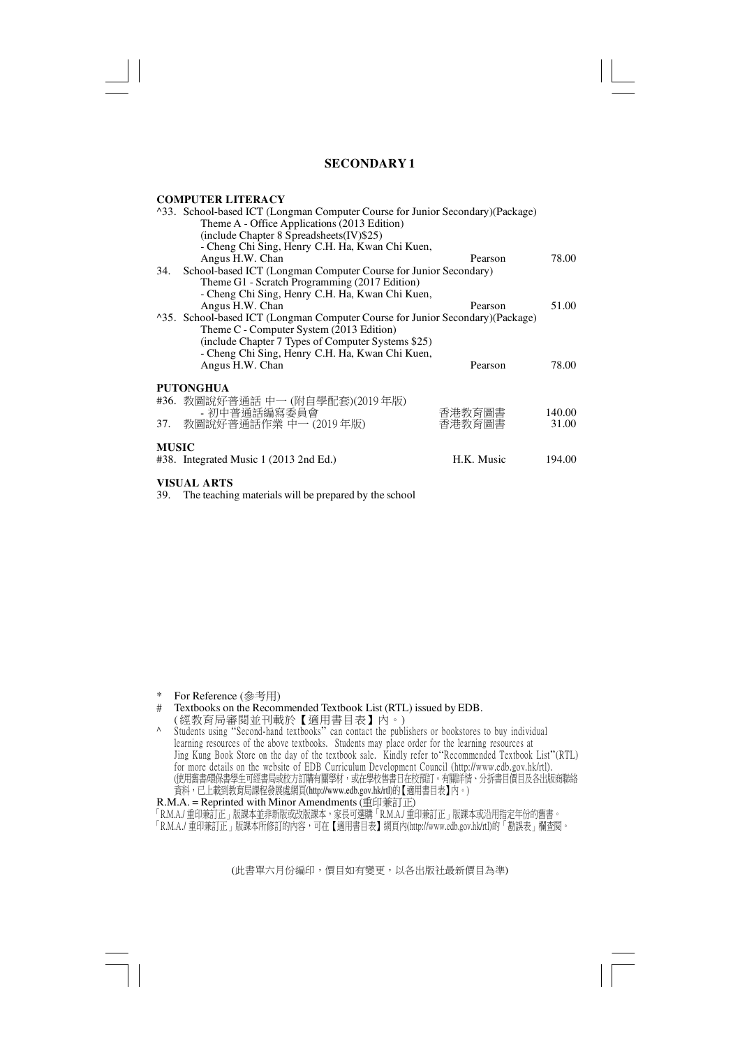## SECONDARY 1

### COMPUTER LITERACY

^33. School-based ICT (Longman Computer Course for Junior Secondary)(Package)
Theme A - Office Applications (2013 Edition)
(include Chapter 8 Spreadsheets(IV)$25)
- Cheng Chi Sing, Henry C.H. Ha, Kwan Chi Kuen, Angus H.W. Chan — Pearson — 78.00

34. School-based ICT (Longman Computer Course for Junior Secondary)
Theme G1 - Scratch Programming (2017 Edition)
- Cheng Chi Sing, Henry C.H. Ha, Kwan Chi Kuen, Angus H.W. Chan — Pearson — 51.00

^35. School-based ICT (Longman Computer Course for Junior Secondary)(Package)
Theme C - Computer System (2013 Edition)
(include Chapter 7 Types of Computer Systems $25)
- Cheng Chi Sing, Henry C.H. Ha, Kwan Chi Kuen, Angus H.W. Chan — Pearson — 78.00

### PUTONGHUA

#36. 教圖說好普通話 中一 (附自學配套)(2019 年版)
- 初中普通話編寫委員會 — 香港教育圖書 — 140.00

37. 教圖說好普通話作業 中一 (2019 年版) — 香港教育圖書 — 31.00

### MUSIC

#38. Integrated Music 1 (2013 2nd Ed.) — H.K. Music — 194.00

### VISUAL ARTS

39. The teaching materials will be prepared by the school

---

\* For Reference (參考用)

\# Textbooks on the Recommended Textbook List (RTL) issued by EDB.
(經教育局審閱並刊載於【適用書目表】內。)

^ Students using "Second-hand textbooks" can contact the publishers or bookstores to buy individual learning resources of the above textbooks. Students may place order for the learning resources at Jing Kung Book Store on the day of the textbook sale. Kindly refer to "Recommended Textbook List" (RTL) for more details on the website of EDB Curriculum Development Council (http://www.edb.gov.hk/rtl).
(使用舊書碌保書學生可經書局或校方訂購有關學材，或在學校售書日在校預訂。有關詳情、分拆書目價目及各出版商聯絡資料，已上載到教育局課程發展處網頁(http://www.edb.gov.hk/rtl)的【適用書目表】內。)

R.M.A. = Reprinted with Minor Amendments (重印兼訂正)

「R.M.A./ 重印兼訂正」版課本並非新版或改版課本，家長可選購「R.M.A./ 重印兼訂正」版課本或沿用指定年份的舊書。
「R.M.A./ 重印兼訂正」版課本所修訂的內容，可在【適用書目表】網頁內(http://www.edb.gov.hk/rtl)的「勘誤表」欄查閱。

(此書單六月份編印，價目如有變更，以各出版社最新價目為準)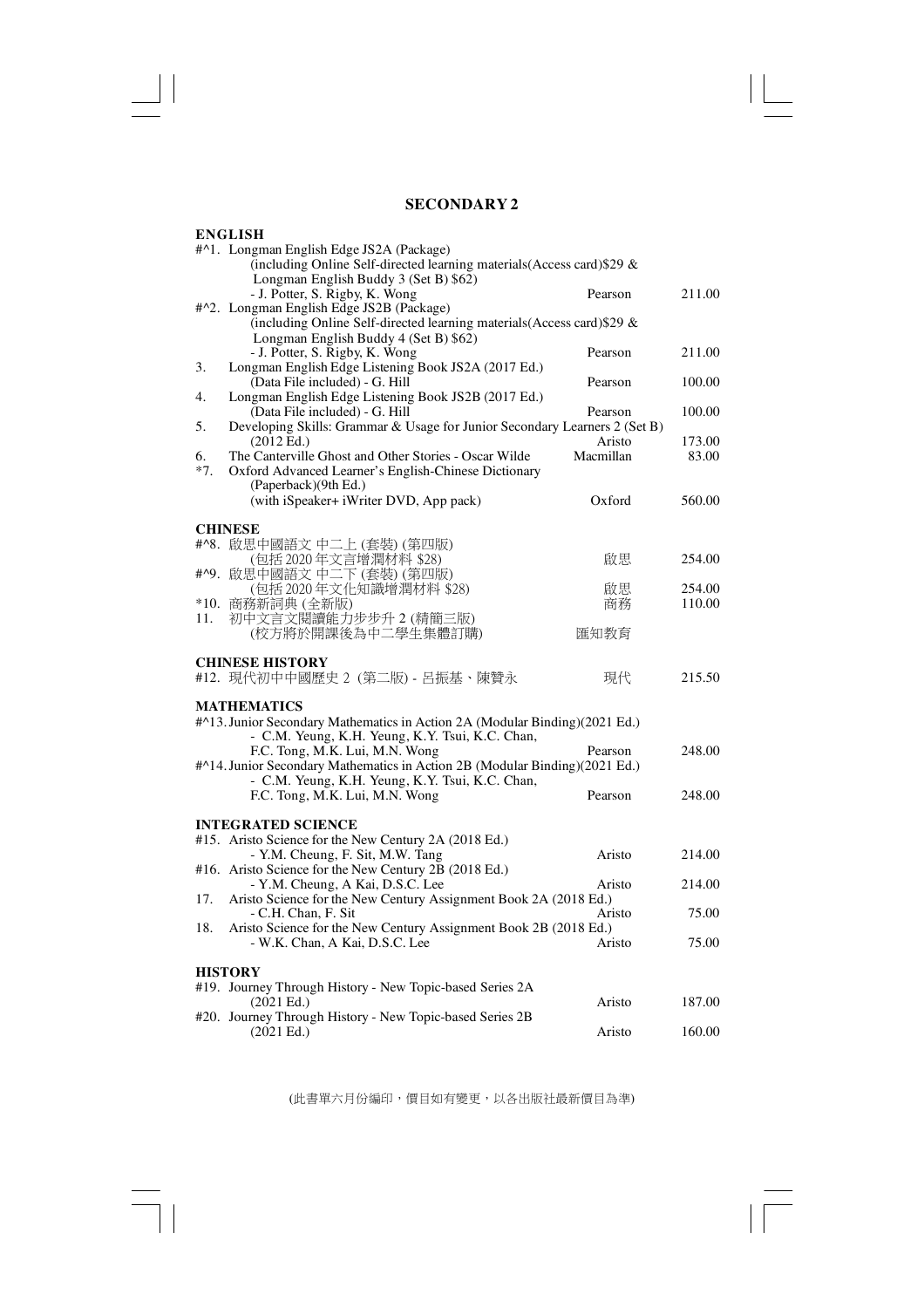# SECONDARY 2

## ENGLISH

| No. | Title | Publisher | Price |
|---|---|---|---|
| #^1. | Longman English Edge JS2A (Package) (including Online Self-directed learning materials(Access card)$29 & Longman English Buddy 3 (Set B) $62) - J. Potter, S. Rigby, K. Wong | Pearson | 211.00 |
| #^2. | Longman English Edge JS2B (Package) (including Online Self-directed learning materials(Access card)$29 & Longman English Buddy 4 (Set B) $62) - J. Potter, S. Rigby, K. Wong | Pearson | 211.00 |
| 3. | Longman English Edge Listening Book JS2A (2017 Ed.) (Data File included) - G. Hill | Pearson | 100.00 |
| 4. | Longman English Edge Listening Book JS2B (2017 Ed.) (Data File included) - G. Hill | Pearson | 100.00 |
| 5. | Developing Skills: Grammar & Usage for Junior Secondary Learners 2 (Set B) (2012 Ed.) | Aristo | 173.00 |
| 6. | The Canterville Ghost and Other Stories - Oscar Wilde | Macmillan | 83.00 |
| *7. | Oxford Advanced Learner's English-Chinese Dictionary (Paperback)(9th Ed.) (with iSpeaker+ iWriter DVD, App pack) | Oxford | 560.00 |

## CHINESE

| No. | Title | Publisher | Price |
|---|---|---|---|
| #^8. | 啟思中國語文 中二上 (套裝) (第四版) (包括 2020 年文言增潤材料 $28) | 啟思 | 254.00 |
| #^9. | 啟思中國語文 中二下 (套裝) (第四版) (包括 2020 年文化知識增潤材料 $28) | 啟思 | 254.00 |
| *10. | 商務新詞典 (全新版) | 商務 | 110.00 |
| 11. | 初中文言文閱讀能力步步升 2 (精簡三版) (校方將於開課後為中二學生集體訂購) | 匯知教育 | |

## CHINESE HISTORY

| No. | Title | Publisher | Price |
|---|---|---|---|
| #12. | 現代初中中國歷史 2 (第二版) - 呂振基、陳贊永 | 現代 | 215.50 |

## MATHEMATICS

| No. | Title | Publisher | Price |
|---|---|---|---|
| #^13. | Junior Secondary Mathematics in Action 2A (Modular Binding)(2021 Ed.) - C.M. Yeung, K.H. Yeung, K.Y. Tsui, K.C. Chan, F.C. Tong, M.K. Lui, M.N. Wong | Pearson | 248.00 |
| #^14. | Junior Secondary Mathematics in Action 2B (Modular Binding)(2021 Ed.) - C.M. Yeung, K.H. Yeung, K.Y. Tsui, K.C. Chan, F.C. Tong, M.K. Lui, M.N. Wong | Pearson | 248.00 |

## INTEGRATED SCIENCE

| No. | Title | Publisher | Price |
|---|---|---|---|
| #15. | Aristo Science for the New Century 2A (2018 Ed.) - Y.M. Cheung, F. Sit, M.W. Tang | Aristo | 214.00 |
| #16. | Aristo Science for the New Century 2B (2018 Ed.) - Y.M. Cheung, A Kai, D.S.C. Lee | Aristo | 214.00 |
| 17. | Aristo Science for the New Century Assignment Book 2A (2018 Ed.) - C.H. Chan, F. Sit | Aristo | 75.00 |
| 18. | Aristo Science for the New Century Assignment Book 2B (2018 Ed.) - W.K. Chan, A Kai, D.S.C. Lee | Aristo | 75.00 |

## HISTORY

| No. | Title | Publisher | Price |
|---|---|---|---|
| #19. | Journey Through History - New Topic-based Series 2A (2021 Ed.) | Aristo | 187.00 |
| #20. | Journey Through History - New Topic-based Series 2B (2021 Ed.) | Aristo | 160.00 |

(此書單六月份編印，價目如有變更，以各出版社最新價目為準)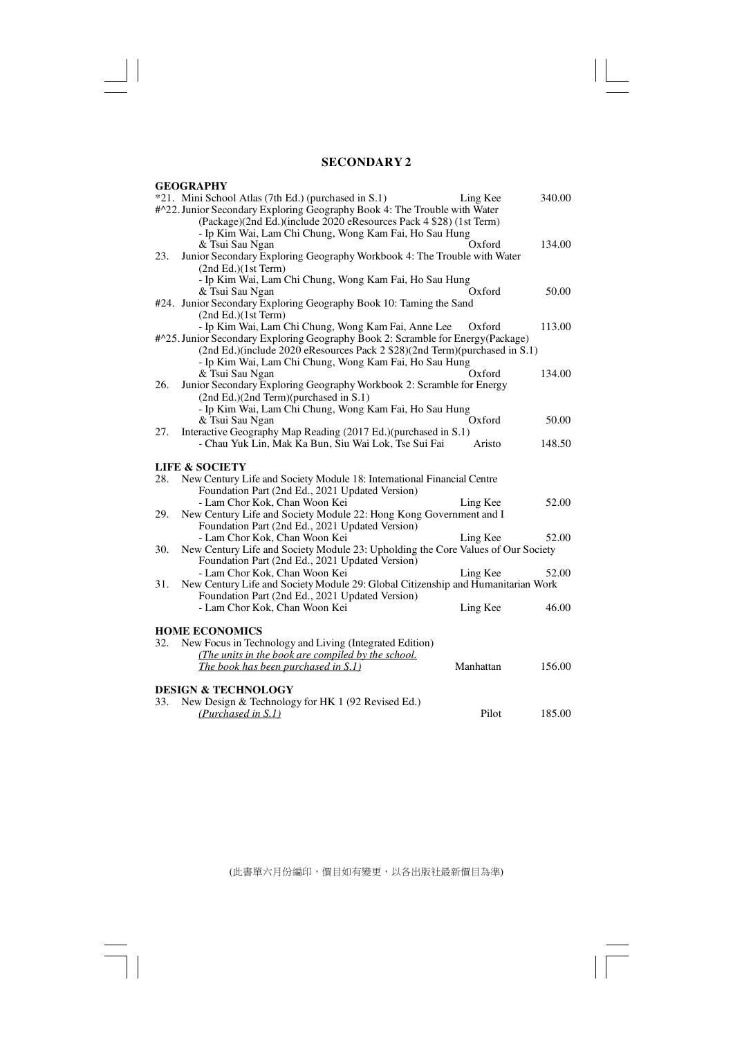## SECONDARY 2

### GEOGRAPHY

| No. | Title | Publisher | Price |
|---|---|---|---|
| *21. | Mini School Atlas (7th Ed.) (purchased in S.1) | Ling Kee | 340.00 |
| #^22. | Junior Secondary Exploring Geography Book 4: The Trouble with Water (Package)(2nd Ed.)(include 2020 eResources Pack 4 $28) (1st Term) - Ip Kim Wai, Lam Chi Chung, Wong Kam Fai, Ho Sau Hung & Tsui Sau Ngan | Oxford | 134.00 |
| 23. | Junior Secondary Exploring Geography Workbook 4: The Trouble with Water (2nd Ed.)(1st Term) - Ip Kim Wai, Lam Chi Chung, Wong Kam Fai, Ho Sau Hung & Tsui Sau Ngan | Oxford | 50.00 |
| #24. | Junior Secondary Exploring Geography Book 10: Taming the Sand (2nd Ed.)(1st Term) - Ip Kim Wai, Lam Chi Chung, Wong Kam Fai, Anne Lee | Oxford | 113.00 |
| #^25. | Junior Secondary Exploring Geography Book 2: Scramble for Energy(Package) (2nd Ed.)(include 2020 eResources Pack 2 $28)(2nd Term)(purchased in S.1) - Ip Kim Wai, Lam Chi Chung, Wong Kam Fai, Ho Sau Hung & Tsui Sau Ngan | Oxford | 134.00 |
| 26. | Junior Secondary Exploring Geography Workbook 2: Scramble for Energy (2nd Ed.)(2nd Term)(purchased in S.1) - Ip Kim Wai, Lam Chi Chung, Wong Kam Fai, Ho Sau Hung & Tsui Sau Ngan | Oxford | 50.00 |
| 27. | Interactive Geography Map Reading (2017 Ed.)(purchased in S.1) - Chau Yuk Lin, Mak Ka Bun, Siu Wai Lok, Tse Sui Fai | Aristo | 148.50 |

### LIFE & SOCIETY

| No. | Title | Publisher | Price |
|---|---|---|---|
| 28. | New Century Life and Society Module 18: International Financial Centre Foundation Part (2nd Ed., 2021 Updated Version) - Lam Chor Kok, Chan Woon Kei | Ling Kee | 52.00 |
| 29. | New Century Life and Society Module 22: Hong Kong Government and I Foundation Part (2nd Ed., 2021 Updated Version) - Lam Chor Kok, Chan Woon Kei | Ling Kee | 52.00 |
| 30. | New Century Life and Society Module 23: Upholding the Core Values of Our Society Foundation Part (2nd Ed., 2021 Updated Version) - Lam Chor Kok, Chan Woon Kei | Ling Kee | 52.00 |
| 31. | New Century Life and Society Module 29: Global Citizenship and Humanitarian Work Foundation Part (2nd Ed., 2021 Updated Version) - Lam Chor Kok, Chan Woon Kei | Ling Kee | 46.00 |

### HOME ECONOMICS

| No. | Title | Publisher | Price |
|---|---|---|---|
| 32. | New Focus in Technology and Living (Integrated Edition) *(The units in the book are compiled by the school. The book has been purchased in S.1)* | Manhattan | 156.00 |

### DESIGN & TECHNOLOGY

| No. | Title | Publisher | Price |
|---|---|---|---|
| 33. | New Design & Technology for HK 1 (92 Revised Ed.) *(Purchased in S.1)* | Pilot | 185.00 |

(此書單六月份編印，價目如有變更，以各出版社最新價目為準)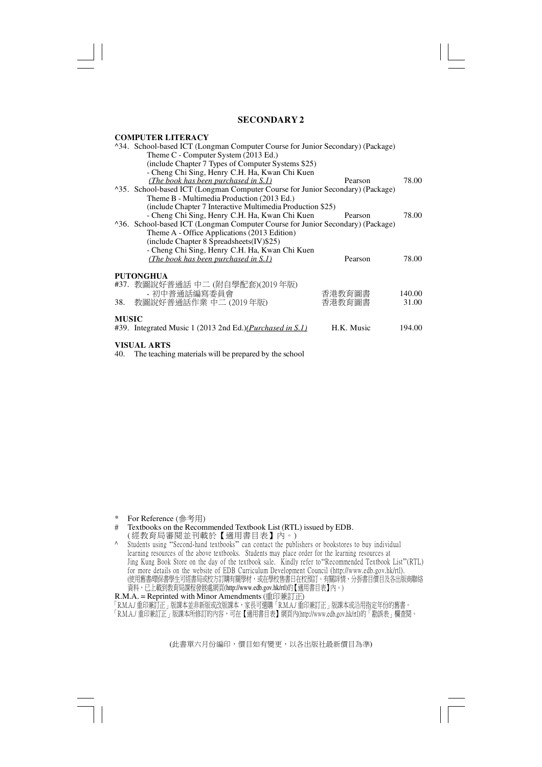## SECONDARY 2

### COMPUTER LITERACY

| | | |
|---|---|---|
| ^34. School-based ICT (Longman Computer Course for Junior Secondary) (Package) Theme C - Computer System (2013 Ed.) (include Chapter 7 Types of Computer Systems $25) - Cheng Chi Sing, Henry C.H. Ha, Kwan Chi Kuen *(The book has been purchased in S.1)* | Pearson | 78.00 |
| ^35. School-based ICT (Longman Computer Course for Junior Secondary) (Package) Theme B - Multimedia Production (2013 Ed.) (include Chapter 7 Interactive Multimedia Production $25) - Cheng Chi Sing, Henry C.H. Ha, Kwan Chi Kuen | Pearson | 78.00 |
| ^36. School-based ICT (Longman Computer Course for Junior Secondary) (Package) Theme A - Office Applications (2013 Edition) (include Chapter 8 Spreadsheets(IV)$25) - Cheng Chi Sing, Henry C.H. Ha, Kwan Chi Kuen *(The book has been purchased in S.1)* | Pearson | 78.00 |

### PUTONGHUA

| | | |
|---|---|---|
| #37. 教圖說好普通話 中二 (附自學配套)(2019 年版) - 初中普通話編寫委員會 | 香港教育圖書 | 140.00 |
| 38. 教圖說好普通話作業 中二 (2019 年版) | 香港教育圖書 | 31.00 |

### MUSIC

| | | |
|---|---|---|
| #39. Integrated Music 1 (2013 2nd Ed.)*(Purchased in S.1)* | H.K. Music | 194.00 |

### VISUAL ARTS

40. The teaching materials will be prepared by the school

\* For Reference (參考用)

\# Textbooks on the Recommended Textbook List (RTL) issued by EDB.
(經教育局審閱並刊載於【適用書目表】內。)

^ Students using "Second-hand textbooks" can contact the publishers or bookstores to buy individual learning resources of the above textbooks. Students may place order for the learning resources at Jing Kung Book Store on the day of the textbook sale. Kindly refer to"Recommended Textbook List"(RTL) for more details on the website of EDB Curriculum Development Council (http://www.edb.gov.hk/rtl).
(使用舊書環保書學生可經書局或校方訂購有關學材，或在學校售書日在校預訂。有關詳情、分拆書目價目及各出版商聯絡資料，已上載到教育局課程發展處網頁(http://www.edb.gov.hk/rtl)的【適用書目表】內。)

R.M.A. = Reprinted with Minor Amendments (重印兼訂正)
「R.M.A./ 重印兼訂正」版課本並非新版或改版課本，家長可選購「R.M.A./ 重印兼訂正」版課本或沿用指定年份的舊書。
「R.M.A./ 重印兼訂正」版課本所修訂的內容，可在【適用書目表】網頁內(http://www.edb.gov.hk/rtl)的「勘誤表」欄查閱。

(此書單六月份編印，價目如有變更，以各出版社最新價目為準)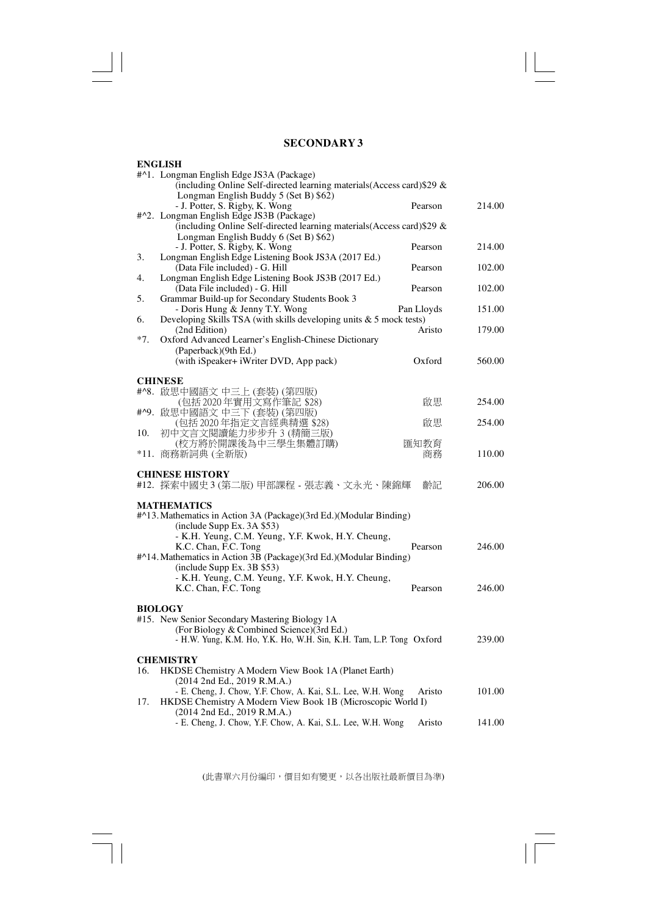# SECONDARY 3

## ENGLISH

| No. | Title | Publisher | Price |
|---|---|---|---|
| #^1. | Longman English Edge JS3A (Package) (including Online Self-directed learning materials(Access card)$29 & Longman English Buddy 5 (Set B) $62) - J. Potter, S. Rigby, K. Wong | Pearson | 214.00 |
| #^2. | Longman English Edge JS3B (Package) (including Online Self-directed learning materials(Access card)$29 & Longman English Buddy 6 (Set B) $62) - J. Potter, S. Rigby, K. Wong | Pearson | 214.00 |
| 3. | Longman English Edge Listening Book JS3A (2017 Ed.) (Data File included) - G. Hill | Pearson | 102.00 |
| 4. | Longman English Edge Listening Book JS3B (2017 Ed.) (Data File included) - G. Hill | Pearson | 102.00 |
| 5. | Grammar Build-up for Secondary Students Book 3 - Doris Hung & Jenny T.Y. Wong | Pan Lloyds | 151.00 |
| 6. | Developing Skills TSA (with skills developing units & 5 mock tests) (2nd Edition) | Aristo | 179.00 |
| *7. | Oxford Advanced Learner's English-Chinese Dictionary (Paperback)(9th Ed.) (with iSpeaker+ iWriter DVD, App pack) | Oxford | 560.00 |

## CHINESE

| No. | Title | Publisher | Price |
|---|---|---|---|
| #^8. | 啟思中國語文 中三上 (套裝) (第四版) (包括 2020 年實用文寫作筆記 $28) | 啟思 | 254.00 |
| #^9. | 啟思中國語文 中三下 (套裝) (第四版) (包括 2020 年指定文言經典精選 $28) | 啟思 | 254.00 |
| 10. | 初中文言文閱讀能力步步升 3 (精簡三版) (校方將於開課後為中三學生集體訂購) | 匯知教育 | |
| *11. | 商務新詞典 (全新版) | 商務 | 110.00 |

## CHINESE HISTORY

| No. | Title | Publisher | Price |
|---|---|---|---|
| #12. | 探索中國史 3 (第二版) 甲部課程 - 張志義、文永光、陳錦輝 | 齡記 | 206.00 |

## MATHEMATICS

| No. | Title | Publisher | Price |
|---|---|---|---|
| #^13. | Mathematics in Action 3A (Package)(3rd Ed.)(Modular Binding) (include Supp Ex. 3A $53) - K.H. Yeung, C.M. Yeung, Y.F. Kwok, H.Y. Cheung, K.C. Chan, F.C. Tong | Pearson | 246.00 |
| #^14. | Mathematics in Action 3B (Package)(3rd Ed.)(Modular Binding) (include Supp Ex. 3B $53) - K.H. Yeung, C.M. Yeung, Y.F. Kwok, H.Y. Cheung, K.C. Chan, F.C. Tong | Pearson | 246.00 |

## BIOLOGY

| No. | Title | Publisher | Price |
|---|---|---|---|
| #15. | New Senior Secondary Mastering Biology 1A (For Biology & Combined Science)(3rd Ed.) - H.W. Yung, K.M. Ho, Y.K. Ho, W.H. Sin, K.H. Tam, L.P. Tong | Oxford | 239.00 |

## CHEMISTRY

| No. | Title | Publisher | Price |
|---|---|---|---|
| 16. | HKDSE Chemistry A Modern View Book 1A (Planet Earth) (2014 2nd Ed., 2019 R.M.A.) - E. Cheng, J. Chow, Y.F. Chow, A. Kai, S.L. Lee, W.H. Wong | Aristo | 101.00 |
| 17. | HKDSE Chemistry A Modern View Book 1B (Microscopic World I) (2014 2nd Ed., 2019 R.M.A.) - E. Cheng, J. Chow, Y.F. Chow, A. Kai, S.L. Lee, W.H. Wong | Aristo | 141.00 |

(此書單六月份編印，價目如有變更，以各出版社最新價目為準)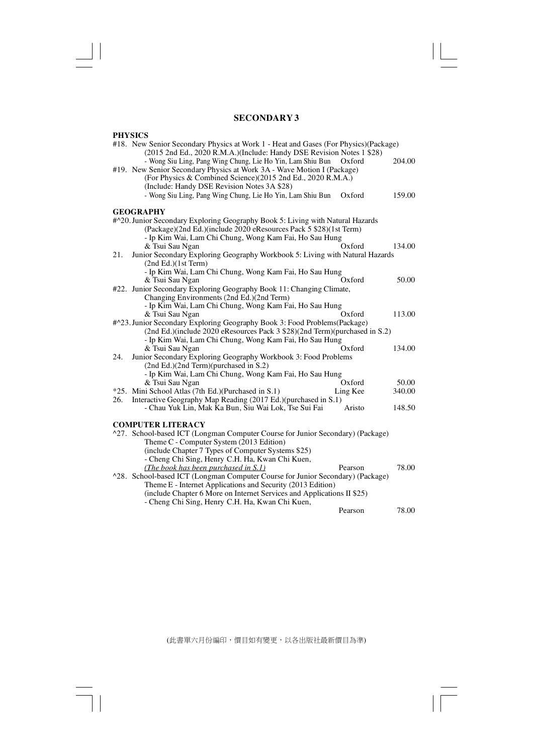## SECONDARY 3

### PHYSICS

#18. New Senior Secondary Physics at Work 1 - Heat and Gases (For Physics)(Package) (2015 2nd Ed., 2020 R.M.A.)(Include: Handy DSE Revision Notes 1 $28)
- Wong Siu Ling, Pang Wing Chung, Lie Ho Yin, Lam Shiu Bun — Oxford — 204.00

#19. New Senior Secondary Physics at Work 3A - Wave Motion I (Package) (For Physics & Combined Science)(2015 2nd Ed., 2020 R.M.A.) (Include: Handy DSE Revision Notes 3A $28)
- Wong Siu Ling, Pang Wing Chung, Lie Ho Yin, Lam Shiu Bun — Oxford — 159.00

### GEOGRAPHY

#^20. Junior Secondary Exploring Geography Book 5: Living with Natural Hazards (Package)(2nd Ed.)(include 2020 eResources Pack 5 $28)(1st Term)
- Ip Kim Wai, Lam Chi Chung, Wong Kam Fai, Ho Sau Hung & Tsui Sau Ngan — Oxford — 134.00

21. Junior Secondary Exploring Geography Workbook 5: Living with Natural Hazards (2nd Ed.)(1st Term)
- Ip Kim Wai, Lam Chi Chung, Wong Kam Fai, Ho Sau Hung & Tsui Sau Ngan — Oxford — 50.00

#22. Junior Secondary Exploring Geography Book 11: Changing Climate, Changing Environments (2nd Ed.)(2nd Term)
- Ip Kim Wai, Lam Chi Chung, Wong Kam Fai, Ho Sau Hung & Tsui Sau Ngan — Oxford — 113.00

#^23. Junior Secondary Exploring Geography Book 3: Food Problems(Package) (2nd Ed.)(include 2020 eResources Pack 3 $28)(2nd Term)(purchased in S.2)
- Ip Kim Wai, Lam Chi Chung, Wong Kam Fai, Ho Sau Hung & Tsui Sau Ngan — Oxford — 134.00

24. Junior Secondary Exploring Geography Workbook 3: Food Problems (2nd Ed.)(2nd Term)(purchased in S.2)
- Ip Kim Wai, Lam Chi Chung, Wong Kam Fai, Ho Sau Hung & Tsui Sau Ngan — Oxford — 50.00

*25. Mini School Atlas (7th Ed.)(Purchased in S.1) — Ling Kee — 340.00

26. Interactive Geography Map Reading (2017 Ed.)(purchased in S.1)
- Chau Yuk Lin, Mak Ka Bun, Siu Wai Lok, Tse Sui Fai — Aristo — 148.50

### COMPUTER LITERACY

^27. School-based ICT (Longman Computer Course for Junior Secondary) (Package) Theme C - Computer System (2013 Edition) (include Chapter 7 Types of Computer Systems $25)
- Cheng Chi Sing, Henry C.H. Ha, Kwan Chi Kuen,
*(The book has been purchased in S.1)* — Pearson — 78.00

^28. School-based ICT (Longman Computer Course for Junior Secondary) (Package) Theme E - Internet Applications and Security (2013 Edition) (include Chapter 6 More on Internet Services and Applications II $25)
- Cheng Chi Sing, Henry C.H. Ha, Kwan Chi Kuen, — Pearson — 78.00

(此書單六月份編印，價目如有變更，以各出版社最新價目為準)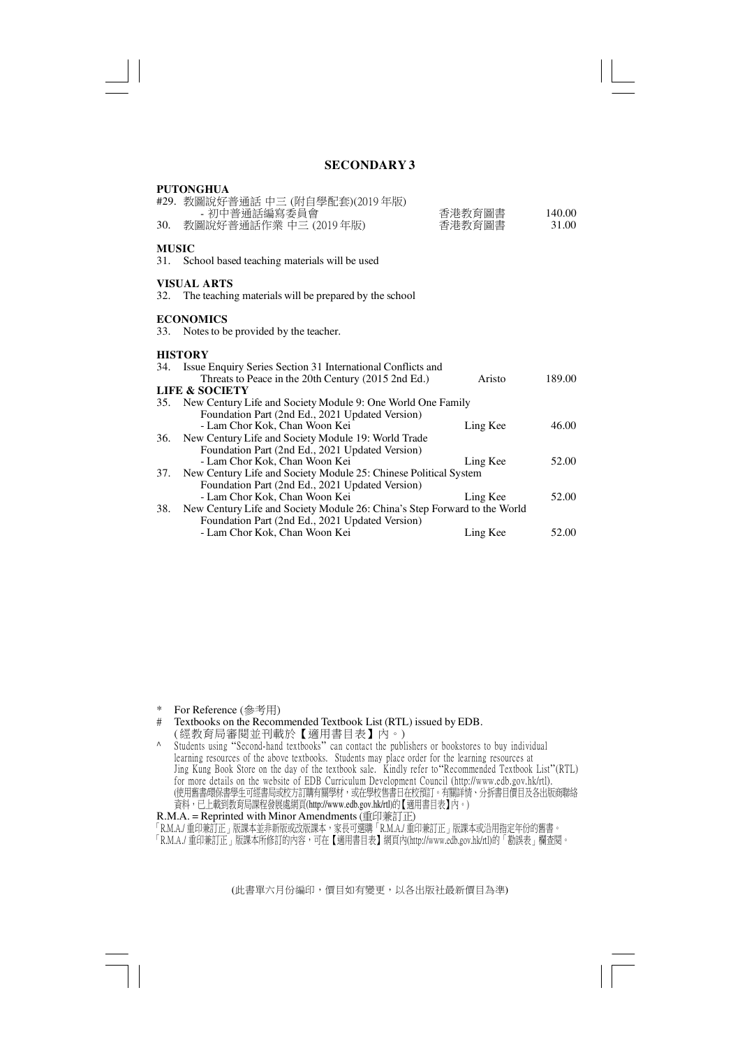## SECONDARY 3

### PUTONGHUA

| No. | Title | Publisher | Price |
|---|---|---|---|
| #29. | 教圖說好普通話 中三 (附自學配套)(2019 年版) - 初中普通話編寫委員會 | 香港教育圖書 | 140.00 |
| 30. | 教圖說好普通話作業 中三 (2019 年版) | 香港教育圖書 | 31.00 |

### MUSIC

31. School based teaching materials will be used

### VISUAL ARTS

32. The teaching materials will be prepared by the school

### ECONOMICS

33. Notes to be provided by the teacher.

### HISTORY

| No. | Title | Publisher | Price |
|---|---|---|---|
| 34. | Issue Enquiry Series Section 31 International Conflicts and Threats to Peace in the 20th Century (2015 2nd Ed.) | Aristo | 189.00 |

### LIFE & SOCIETY

| No. | Title | Publisher | Price |
|---|---|---|---|
| 35. | New Century Life and Society Module 9: One World One Family Foundation Part (2nd Ed., 2021 Updated Version) - Lam Chor Kok, Chan Woon Kei | Ling Kee | 46.00 |
| 36. | New Century Life and Society Module 19: World Trade Foundation Part (2nd Ed., 2021 Updated Version) - Lam Chor Kok, Chan Woon Kei | Ling Kee | 52.00 |
| 37. | New Century Life and Society Module 25: Chinese Political System Foundation Part (2nd Ed., 2021 Updated Version) - Lam Chor Kok, Chan Woon Kei | Ling Kee | 52.00 |
| 38. | New Century Life and Society Module 26: China's Step Forward to the World Foundation Part (2nd Ed., 2021 Updated Version) - Lam Chor Kok, Chan Woon Kei | Ling Kee | 52.00 |

\* For Reference (參考用)

\# Textbooks on the Recommended Textbook List (RTL) issued by EDB.
(經教育局審閱並刊載於【適用書目表】內。)

^ Students using "Second-hand textbooks" can contact the publishers or bookstores to buy individual learning resources of the above textbooks. Students may place order for the learning resources at Jing Kung Book Store on the day of the textbook sale. Kindly refer to"Recommended Textbook List"(RTL) for more details on the website of EDB Curriculum Development Council (http://www.edb.gov.hk/rtl).
(使用舊書碌保書學生可經書局或校方訂購有關學材，或在學校售書日在校預訂。有關詳情、分拆書目價目及各出版商聯絡資料，已上載到教育局課程發展處網頁(http://www.edb.gov.hk/rtl)的【適用書目表】內。)

R.M.A. = Reprinted with Minor Amendments (重印兼訂正)

「R.M.A./ 重印兼訂正」版課本並非新版或改版課本，家長可選購「R.M.A./ 重印兼訂正」版課本或沿用指定年份的舊書。
「R.M.A./ 重印兼訂正」版課本所修訂的內容，可在【適用書目表】網頁內(http://www.edb.gov.hk/rtl)的「勘誤表」欄查閱。

(此書單六月份編印，價目如有變更，以各出版社最新價目為準)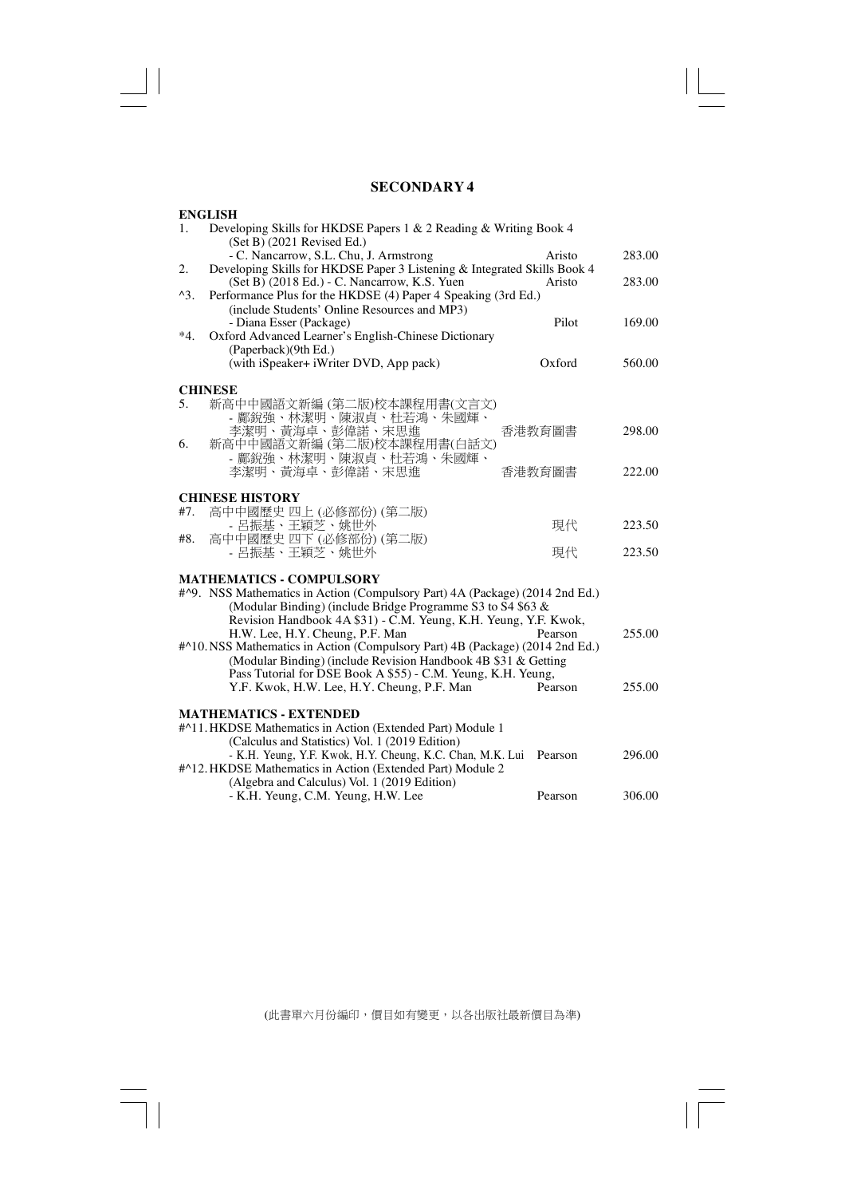# SECONDARY 4

## ENGLISH

| No. | Title | Publisher | Price |
|---|---|---|---|
| 1. | Developing Skills for HKDSE Papers 1 & 2 Reading & Writing Book 4 (Set B) (2021 Revised Ed.) - C. Nancarrow, S.L. Chu, J. Armstrong | Aristo | 283.00 |
| 2. | Developing Skills for HKDSE Paper 3 Listening & Integrated Skills Book 4 (Set B) (2018 Ed.) - C. Nancarrow, K.S. Yuen | Aristo | 283.00 |
| ^3. | Performance Plus for the HKDSE (4) Paper 4 Speaking (3rd Ed.) (include Students' Online Resources and MP3) - Diana Esser (Package) | Pilot | 169.00 |
| *4. | Oxford Advanced Learner's English-Chinese Dictionary (Paperback)(9th Ed.) (with iSpeaker+ iWriter DVD, App pack) | Oxford | 560.00 |

## CHINESE

| No. | Title | Publisher | Price |
|---|---|---|---|
| 5. | 新高中中國語文新編 (第二版)校本課程用書(文言文) - 鄺銳強、林潔明、陳淑貞、杜若鴻、朱國輝、李潔明、黃海卓、彭偉諾、宋思進 | 香港教育圖書 | 298.00 |
| 6. | 新高中中國語文新編 (第二版)校本課程用書(白話文) - 鄺銳強、林潔明、陳淑貞、杜若鴻、朱國輝、李潔明、黃海卓、彭偉諾、宋思進 | 香港教育圖書 | 222.00 |

## CHINESE HISTORY

| No. | Title | Publisher | Price |
|---|---|---|---|
| #7. | 高中中國歷史 四上 (必修部份) (第二版) - 呂振基、王穎芝、姚世外 | 現代 | 223.50 |
| #8. | 高中中國歷史 四下 (必修部份) (第二版) - 呂振基、王穎芝、姚世外 | 現代 | 223.50 |

## MATHEMATICS - COMPULSORY

| No. | Title | Publisher | Price |
|---|---|---|---|
| #^9. | NSS Mathematics in Action (Compulsory Part) 4A (Package) (2014 2nd Ed.) (Modular Binding) (include Bridge Programme S3 to S4 $63 & Revision Handbook 4A $31) - C.M. Yeung, K.H. Yeung, Y.F. Kwok, H.W. Lee, H.Y. Cheung, P.F. Man | Pearson | 255.00 |
| #^10. | NSS Mathematics in Action (Compulsory Part) 4B (Package) (2014 2nd Ed.) (Modular Binding) (include Revision Handbook 4B $31 & Getting Pass Tutorial for DSE Book A $55) - C.M. Yeung, K.H. Yeung, Y.F. Kwok, H.W. Lee, H.Y. Cheung, P.F. Man | Pearson | 255.00 |

## MATHEMATICS - EXTENDED

| No. | Title | Publisher | Price |
|---|---|---|---|
| #^11. | HKDSE Mathematics in Action (Extended Part) Module 1 (Calculus and Statistics) Vol. 1 (2019 Edition) - K.H. Yeung, Y.F. Kwok, H.Y. Cheung, K.C. Chan, M.K. Lui | Pearson | 296.00 |
| #^12. | HKDSE Mathematics in Action (Extended Part) Module 2 (Algebra and Calculus) Vol. 1 (2019 Edition) - K.H. Yeung, C.M. Yeung, H.W. Lee | Pearson | 306.00 |

(此書單六月份編印，價目如有變更，以各出版社最新價目為準)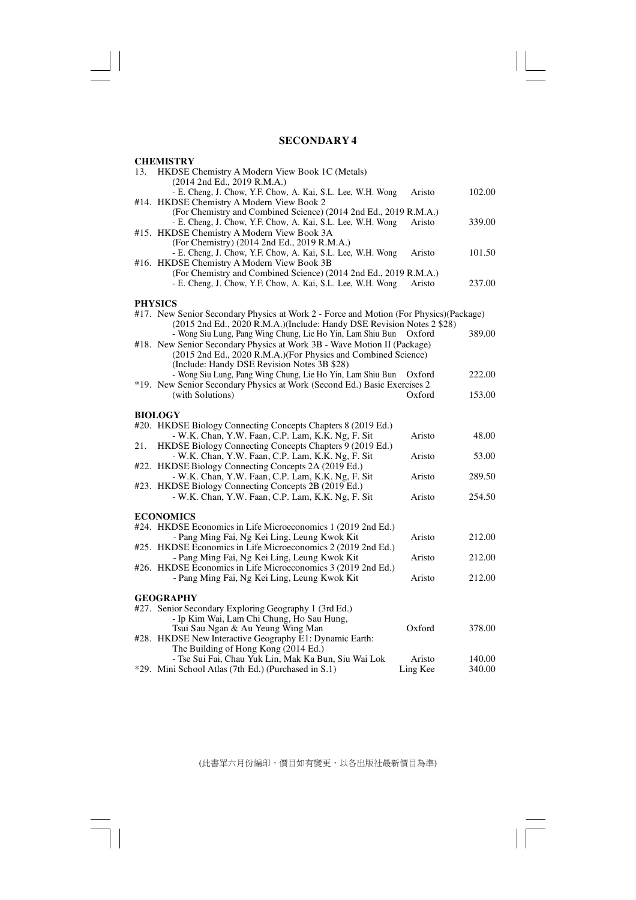## SECONDARY 4

### CHEMISTRY

| No. | Title / Author | Publisher | Price |
|---|---|---|---|
| 13. | HKDSE Chemistry A Modern View Book 1C (Metals) (2014 2nd Ed., 2019 R.M.A.) - E. Cheng, J. Chow, Y.F. Chow, A. Kai, S.L. Lee, W.H. Wong | Aristo | 102.00 |
| #14. | HKDSE Chemistry A Modern View Book 2 (For Chemistry and Combined Science) (2014 2nd Ed., 2019 R.M.A.) - E. Cheng, J. Chow, Y.F. Chow, A. Kai, S.L. Lee, W.H. Wong | Aristo | 339.00 |
| #15. | HKDSE Chemistry A Modern View Book 3A (For Chemistry) (2014 2nd Ed., 2019 R.M.A.) - E. Cheng, J. Chow, Y.F. Chow, A. Kai, S.L. Lee, W.H. Wong | Aristo | 101.50 |
| #16. | HKDSE Chemistry A Modern View Book 3B (For Chemistry and Combined Science) (2014 2nd Ed., 2019 R.M.A.) - E. Cheng, J. Chow, Y.F. Chow, A. Kai, S.L. Lee, W.H. Wong | Aristo | 237.00 |

### PHYSICS

| No. | Title / Author | Publisher | Price |
|---|---|---|---|
| #17. | New Senior Secondary Physics at Work 2 - Force and Motion (For Physics)(Package) (2015 2nd Ed., 2020 R.M.A.)(Include: Handy DSE Revision Notes 2 $28) - Wong Siu Lung, Pang Wing Chung, Lie Ho Yin, Lam Shiu Bun | Oxford | 389.00 |
| #18. | New Senior Secondary Physics at Work 3B - Wave Motion II (Package) (2015 2nd Ed., 2020 R.M.A.)(For Physics and Combined Science) (Include: Handy DSE Revision Notes 3B $28) - Wong Siu Lung, Pang Wing Chung, Lie Ho Yin, Lam Shiu Bun | Oxford | 222.00 |
| *19. | New Senior Secondary Physics at Work (Second Ed.) Basic Exercises 2 (with Solutions) | Oxford | 153.00 |

### BIOLOGY

| No. | Title / Author | Publisher | Price |
|---|---|---|---|
| #20. | HKDSE Biology Connecting Concepts Chapters 8 (2019 Ed.) - W.K. Chan, Y.W. Faan, C.P. Lam, K.K. Ng, F. Sit | Aristo | 48.00 |
| 21. | HKDSE Biology Connecting Concepts Chapters 9 (2019 Ed.) - W.K. Chan, Y.W. Faan, C.P. Lam, K.K. Ng, F. Sit | Aristo | 53.00 |
| #22. | HKDSE Biology Connecting Concepts 2A (2019 Ed.) - W.K. Chan, Y.W. Faan, C.P. Lam, K.K. Ng, F. Sit | Aristo | 289.50 |
| #23. | HKDSE Biology Connecting Concepts 2B (2019 Ed.) - W.K. Chan, Y.W. Faan, C.P. Lam, K.K. Ng, F. Sit | Aristo | 254.50 |

### ECONOMICS

| No. | Title / Author | Publisher | Price |
|---|---|---|---|
| #24. | HKDSE Economics in Life Microeconomics 1 (2019 2nd Ed.) - Pang Ming Fai, Ng Kei Ling, Leung Kwok Kit | Aristo | 212.00 |
| #25. | HKDSE Economics in Life Microeconomics 2 (2019 2nd Ed.) - Pang Ming Fai, Ng Kei Ling, Leung Kwok Kit | Aristo | 212.00 |
| #26. | HKDSE Economics in Life Microeconomics 3 (2019 2nd Ed.) - Pang Ming Fai, Ng Kei Ling, Leung Kwok Kit | Aristo | 212.00 |

### GEOGRAPHY

| No. | Title / Author | Publisher | Price |
|---|---|---|---|
| #27. | Senior Secondary Exploring Geography 1 (3rd Ed.) - Ip Kim Wai, Lam Chi Chung, Ho Sau Hung, Tsui Sau Ngan & Au Yeung Wing Man | Oxford | 378.00 |
| #28. | HKDSE New Interactive Geography E1: Dynamic Earth: The Building of Hong Kong (2014 Ed.) - Tse Sui Fai, Chau Yuk Lin, Mak Ka Bun, Siu Wai Lok | Aristo | 140.00 |
| *29. | Mini School Atlas (7th Ed.) (Purchased in S.1) | Ling Kee | 340.00 |

(此書單六月份編印，價目如有變更，以各出版社最新價目為準)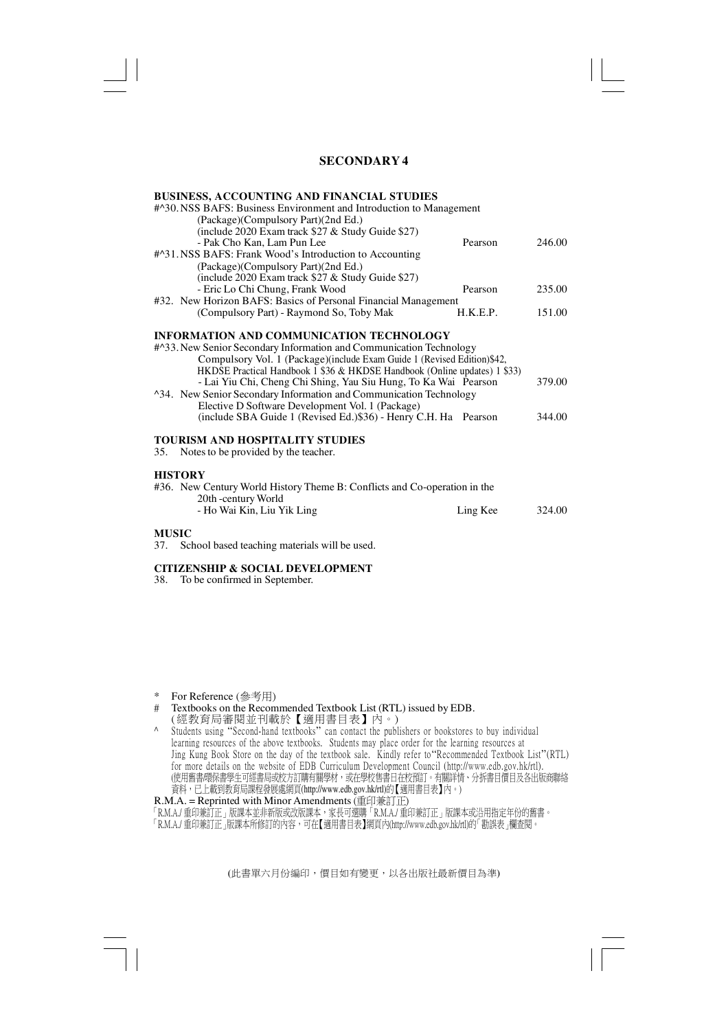## SECONDARY 4

### BUSINESS, ACCOUNTING AND FINANCIAL STUDIES

| | | |
|---|---|---|
| #^30. NSS BAFS: Business Environment and Introduction to Management (Package)(Compulsory Part)(2nd Ed.) (include 2020 Exam track $27 & Study Guide $27) - Pak Cho Kan, Lam Pun Lee | Pearson | 246.00 |
| #^31. NSS BAFS: Frank Wood's Introduction to Accounting (Package)(Compulsory Part)(2nd Ed.) (include 2020 Exam track $27 & Study Guide $27) - Eric Lo Chi Chung, Frank Wood | Pearson | 235.00 |
| #32. New Horizon BAFS: Basics of Personal Financial Management (Compulsory Part) - Raymond So, Toby Mak | H.K.E.P. | 151.00 |

### INFORMATION AND COMMUNICATION TECHNOLOGY

| | | |
|---|---|---|
| #^33. New Senior Secondary Information and Communication Technology Compulsory Vol. 1 (Package)(include Exam Guide 1 (Revised Edition)$42, HKDSE Practical Handbook 1 $36 & HKDSE Handbook (Online updates) 1 $33) - Lai Yiu Chi, Cheng Chi Shing, Yau Siu Hung, To Ka Wai | Pearson | 379.00 |
| ^34. New Senior Secondary Information and Communication Technology Elective D Software Development Vol. 1 (Package) (include SBA Guide 1 (Revised Ed.)$36) - Henry C.H. Ha | Pearson | 344.00 |

### TOURISM AND HOSPITALITY STUDIES

35. Notes to be provided by the teacher.

### HISTORY

| | | |
|---|---|---|
| #36. New Century World History Theme B: Conflicts and Co-operation in the 20th -century World - Ho Wai Kin, Liu Yik Ling | Ling Kee | 324.00 |

### MUSIC

37. School based teaching materials will be used.

### CITIZENSHIP & SOCIAL DEVELOPMENT

38. To be confirmed in September.

---

\* For Reference (參考用)

\# Textbooks on the Recommended Textbook List (RTL) issued by EDB.
(經教育局審閱並刊載於【適用書目表】內。)

^ Students using "Second-hand textbooks" can contact the publishers or bookstores to buy individual learning resources of the above textbooks. Students may place order for the learning resources at Jing Kung Book Store on the day of the textbook sale. Kindly refer to"Recommended Textbook List"(RTL) for more details on the website of EDB Curriculum Development Council (http://www.edb.gov.hk/rtl).
(使用舊書環保書學生可經書局或校方訂購有關學材，或在學校售書日在校預訂。有關詳情、分拆書目價目及各出版商聯絡資料，已上載到教育局課程發展處網頁(http://www.edb.gov.hk/rtl)的【適用書目表】內。)

R.M.A. = Reprinted with Minor Amendments (重印兼訂正)

「R.M.A./ 重印兼訂正」版課本並非新版或改版課本，家長可選購「R.M.A./ 重印兼訂正」版課本或沿用指定年份的舊書。
「R.M.A./ 重印兼訂正」版課本所修訂的內容，可在【適用書目表】網頁內(http://www.edb.gov.hk/rtl)的「勘誤表」欄查閱。

(此書單六月份編印，價目如有變更，以各出版社最新價目為準)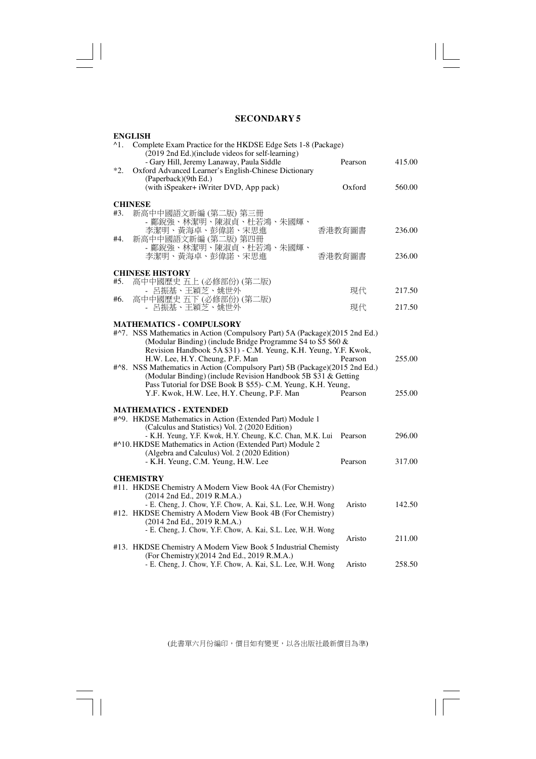## SECONDARY 5

### ENGLISH

| No. | Title / Author | Publisher | Price |
|---|---|---|---|
| ^1. | Complete Exam Practice for the HKDSE Edge Sets 1-8 (Package) (2019 2nd Ed.)(include videos for self-learning) - Gary Hill, Jeremy Lanaway, Paula Siddle | Pearson | 415.00 |
| *2. | Oxford Advanced Learner's English-Chinese Dictionary (Paperback)(9th Ed.) (with iSpeaker+ iWriter DVD, App pack) | Oxford | 560.00 |

### CHINESE

| No. | Title / Author | Publisher | Price |
|---|---|---|---|
| #3. | 新高中中國語文新編 (第二版) 第三冊 - 鄺銳強、林潔明、陳淑貞、杜若鴻、朱國輝、李潔明、黃海卓、彭偉諾、宋思進 | 香港教育圖書 | 236.00 |
| #4. | 新高中中國語文新編 (第二版) 第四冊 - 鄺銳強、林潔明、陳淑貞、杜若鴻、朱國輝、李潔明、黃海卓、彭偉諾、宋思進 | 香港教育圖書 | 236.00 |

### CHINESE HISTORY

| No. | Title / Author | Publisher | Price |
|---|---|---|---|
| #5. | 高中中國歷史 五上 (必修部份) (第二版) - 呂振基、王穎芝、姚世外 | 現代 | 217.50 |
| #6. | 高中中國歷史 五下 (必修部份) (第二版) - 呂振基、王穎芝、姚世外 | 現代 | 217.50 |

### MATHEMATICS - COMPULSORY

| No. | Title / Author | Publisher | Price |
|---|---|---|---|
| #^7. | NSS Mathematics in Action (Compulsory Part) 5A (Package)(2015 2nd Ed.) (Modular Binding) (include Bridge Programme S4 to S5 $60 & Revision Handbook 5A $31) - C.M. Yeung, K.H. Yeung, Y.F. Kwok, H.W. Lee, H.Y. Cheung, P.F. Man | Pearson | 255.00 |
| #^8. | NSS Mathematics in Action (Compulsory Part) 5B (Package)(2015 2nd Ed.) (Modular Binding) (include Revision Handbook 5B $31 & Getting Pass Tutorial for DSE Book B $55)- C.M. Yeung, K.H. Yeung, Y.F. Kwok, H.W. Lee, H.Y. Cheung, P.F. Man | Pearson | 255.00 |

### MATHEMATICS - EXTENDED

| No. | Title / Author | Publisher | Price |
|---|---|---|---|
| #^9. | HKDSE Mathematics in Action (Extended Part) Module 1 (Calculus and Statistics) Vol. 2 (2020 Edition) - K.H. Yeung, Y.F. Kwok, H.Y. Cheung, K.C. Chan, M.K. Lui | Pearson | 296.00 |
| #^10. | HKDSE Mathematics in Action (Extended Part) Module 2 (Algebra and Calculus) Vol. 2 (2020 Edition) - K.H. Yeung, C.M. Yeung, H.W. Lee | Pearson | 317.00 |

### CHEMISTRY

| No. | Title / Author | Publisher | Price |
|---|---|---|---|
| #11. | HKDSE Chemistry A Modern View Book 4A (For Chemistry) (2014 2nd Ed., 2019 R.M.A.) - E. Cheng, J. Chow, Y.F. Chow, A. Kai, S.L. Lee, W.H. Wong | Aristo | 142.50 |
| #12. | HKDSE Chemistry A Modern View Book 4B (For Chemistry) (2014 2nd Ed., 2019 R.M.A.) - E. Cheng, J. Chow, Y.F. Chow, A. Kai, S.L. Lee, W.H. Wong | Aristo | 211.00 |
| #13. | HKDSE Chemistry A Modern View Book 5 Industrial Chemisty (For Chemistry)(2014 2nd Ed., 2019 R.M.A.) - E. Cheng, J. Chow, Y.F. Chow, A. Kai, S.L. Lee, W.H. Wong | Aristo | 258.50 |

(此書單六月份編印，價目如有變更，以各出版社最新價目為準)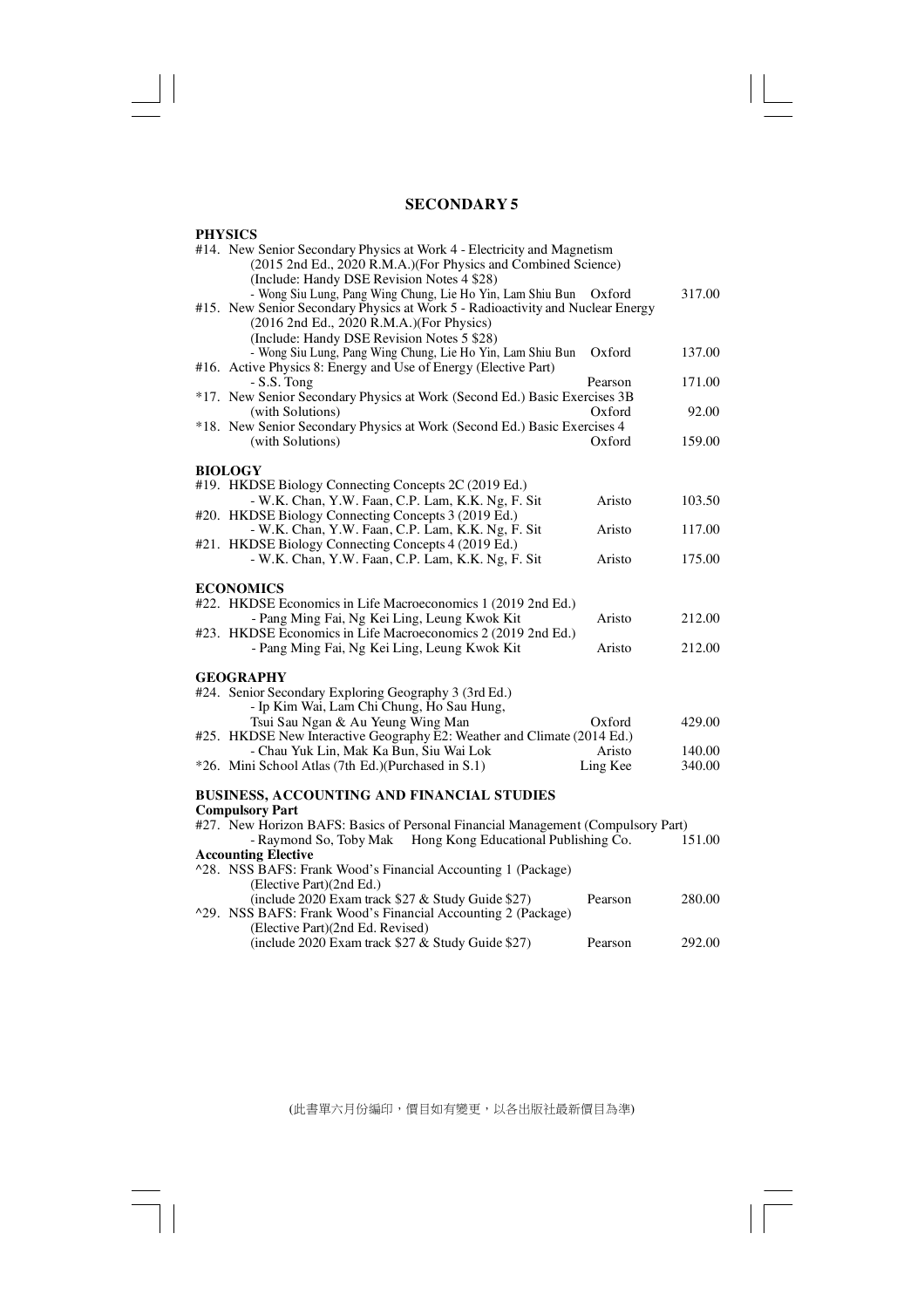# SECONDARY 5

## PHYSICS

| No. | Title / Author | Publisher | Price |
|---|---|---|---|
| #14. | New Senior Secondary Physics at Work 4 - Electricity and Magnetism (2015 2nd Ed., 2020 R.M.A.)(For Physics and Combined Science) (Include: Handy DSE Revision Notes 4 $28) - Wong Siu Lung, Pang Wing Chung, Lie Ho Yin, Lam Shiu Bun | Oxford | 317.00 |
| #15. | New Senior Secondary Physics at Work 5 - Radioactivity and Nuclear Energy (2016 2nd Ed., 2020 R.M.A.)(For Physics) (Include: Handy DSE Revision Notes 5 $28) - Wong Siu Lung, Pang Wing Chung, Lie Ho Yin, Lam Shiu Bun | Oxford | 137.00 |
| #16. | Active Physics 8: Energy and Use of Energy (Elective Part) - S.S. Tong | Pearson | 171.00 |
| *17. | New Senior Secondary Physics at Work (Second Ed.) Basic Exercises 3B (with Solutions) | Oxford | 92.00 |
| *18. | New Senior Secondary Physics at Work (Second Ed.) Basic Exercises 4 (with Solutions) | Oxford | 159.00 |

## BIOLOGY

| No. | Title / Author | Publisher | Price |
|---|---|---|---|
| #19. | HKDSE Biology Connecting Concepts 2C (2019 Ed.) - W.K. Chan, Y.W. Faan, C.P. Lam, K.K. Ng, F. Sit | Aristo | 103.50 |
| #20. | HKDSE Biology Connecting Concepts 3 (2019 Ed.) - W.K. Chan, Y.W. Faan, C.P. Lam, K.K. Ng, F. Sit | Aristo | 117.00 |
| #21. | HKDSE Biology Connecting Concepts 4 (2019 Ed.) - W.K. Chan, Y.W. Faan, C.P. Lam, K.K. Ng, F. Sit | Aristo | 175.00 |

## ECONOMICS

| No. | Title / Author | Publisher | Price |
|---|---|---|---|
| #22. | HKDSE Economics in Life Macroeconomics 1 (2019 2nd Ed.) - Pang Ming Fai, Ng Kei Ling, Leung Kwok Kit | Aristo | 212.00 |
| #23. | HKDSE Economics in Life Macroeconomics 2 (2019 2nd Ed.) - Pang Ming Fai, Ng Kei Ling, Leung Kwok Kit | Aristo | 212.00 |

## GEOGRAPHY

| No. | Title / Author | Publisher | Price |
|---|---|---|---|
| #24. | Senior Secondary Exploring Geography 3 (3rd Ed.) - Ip Kim Wai, Lam Chi Chung, Ho Sau Hung, Tsui Sau Ngan & Au Yeung Wing Man | Oxford | 429.00 |
| #25. | HKDSE New Interactive Geography E2: Weather and Climate (2014 Ed.) - Chau Yuk Lin, Mak Ka Bun, Siu Wai Lok | Aristo | 140.00 |
| *26. | Mini School Atlas (7th Ed.)(Purchased in S.1) | Ling Kee | 340.00 |

## BUSINESS, ACCOUNTING AND FINANCIAL STUDIES

### Compulsory Part

| No. | Title / Author | Publisher | Price |
|---|---|---|---|
| #27. | New Horizon BAFS: Basics of Personal Financial Management (Compulsory Part) - Raymond So, Toby Mak | Hong Kong Educational Publishing Co. | 151.00 |

### Accounting Elective

| No. | Title / Author | Publisher | Price |
|---|---|---|---|
| ^28. | NSS BAFS: Frank Wood's Financial Accounting 1 (Package) (Elective Part)(2nd Ed.) (include 2020 Exam track $27 & Study Guide $27) | Pearson | 280.00 |
| ^29. | NSS BAFS: Frank Wood's Financial Accounting 2 (Package) (Elective Part)(2nd Ed. Revised) (include 2020 Exam track $27 & Study Guide $27) | Pearson | 292.00 |

(此書單六月份編印，價目如有變更，以各出版社最新價目為準)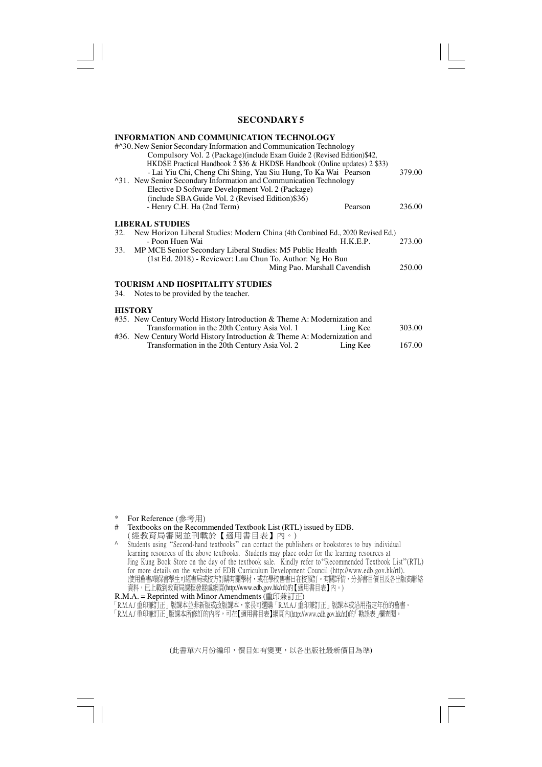## SECONDARY 5

### INFORMATION AND COMMUNICATION TECHNOLOGY

#^30. New Senior Secondary Information and Communication Technology Compulsory Vol. 2 (Package)(include Exam Guide 2 (Revised Edition)$42, HKDSE Practical Handbook 2 $36 & HKDSE Handbook (Online updates) 2 $33)
- Lai Yiu Chi, Cheng Chi Shing, Yau Siu Hung, To Ka Wai — Pearson — 379.00

^31. New Senior Secondary Information and Communication Technology Elective D Software Development Vol. 2 (Package) (include SBA Guide Vol. 2 (Revised Edition)$36)
- Henry C.H. Ha (2nd Term) — Pearson — 236.00

### LIBERAL STUDIES

32. New Horizon Liberal Studies: Modern China (4th Combined Ed., 2020 Revised Ed.)
- Poon Huen Wai — H.K.E.P. — 273.00

33. MP MCE Senior Secondary Liberal Studies: M5 Public Health (1st Ed. 2018) - Reviewer: Lau Chun To, Author: Ng Ho Bun — Ming Pao. Marshall Cavendish — 250.00

### TOURISM AND HOSPITALITY STUDIES

34. Notes to be provided by the teacher.

### HISTORY

#35. New Century World History Introduction & Theme A: Modernization and Transformation in the 20th Century Asia Vol. 1 — Ling Kee — 303.00

#36. New Century World History Introduction & Theme A: Modernization and Transformation in the 20th Century Asia Vol. 2 — Ling Kee — 167.00

---

\* For Reference (參考用)

\# Textbooks on the Recommended Textbook List (RTL) issued by EDB.
(經教育局審閱並刊載於【適用書目表】內。)

^ Students using "Second-hand textbooks" can contact the publishers or bookstores to buy individual learning resources of the above textbooks. Students may place order for the learning resources at Jing Kung Book Store on the day of the textbook sale. Kindly refer to "Recommended Textbook List"(RTL) for more details on the website of EDB Curriculum Development Council (http://www.edb.gov.hk/rtl).
(使用舊書課本學生可經書局或校方訂購有關學材，或在學校售書日在校預訂。有關詳情、分拆書目價目及各出版商聯絡資料，已上載到教育局課程發展處網頁(http://www.edb.gov.hk/rtl)的【適用書目表】內。)

R.M.A. = Reprinted with Minor Amendments (重印兼訂正)

「R.M.A./ 重印兼訂正」版課本並非新版或改版課本，家長可選購「R.M.A./ 重印兼訂正」版課本或沿用指定年份的舊書。
「R.M.A./ 重印兼訂正」版課本所修訂的內容，可在【適用書目表】網頁內(http://www.edb.gov.hk/rtl)的「勘誤表」欄查閱。

(此書單六月份編印，價目如有變更，以各出版社最新價目為準)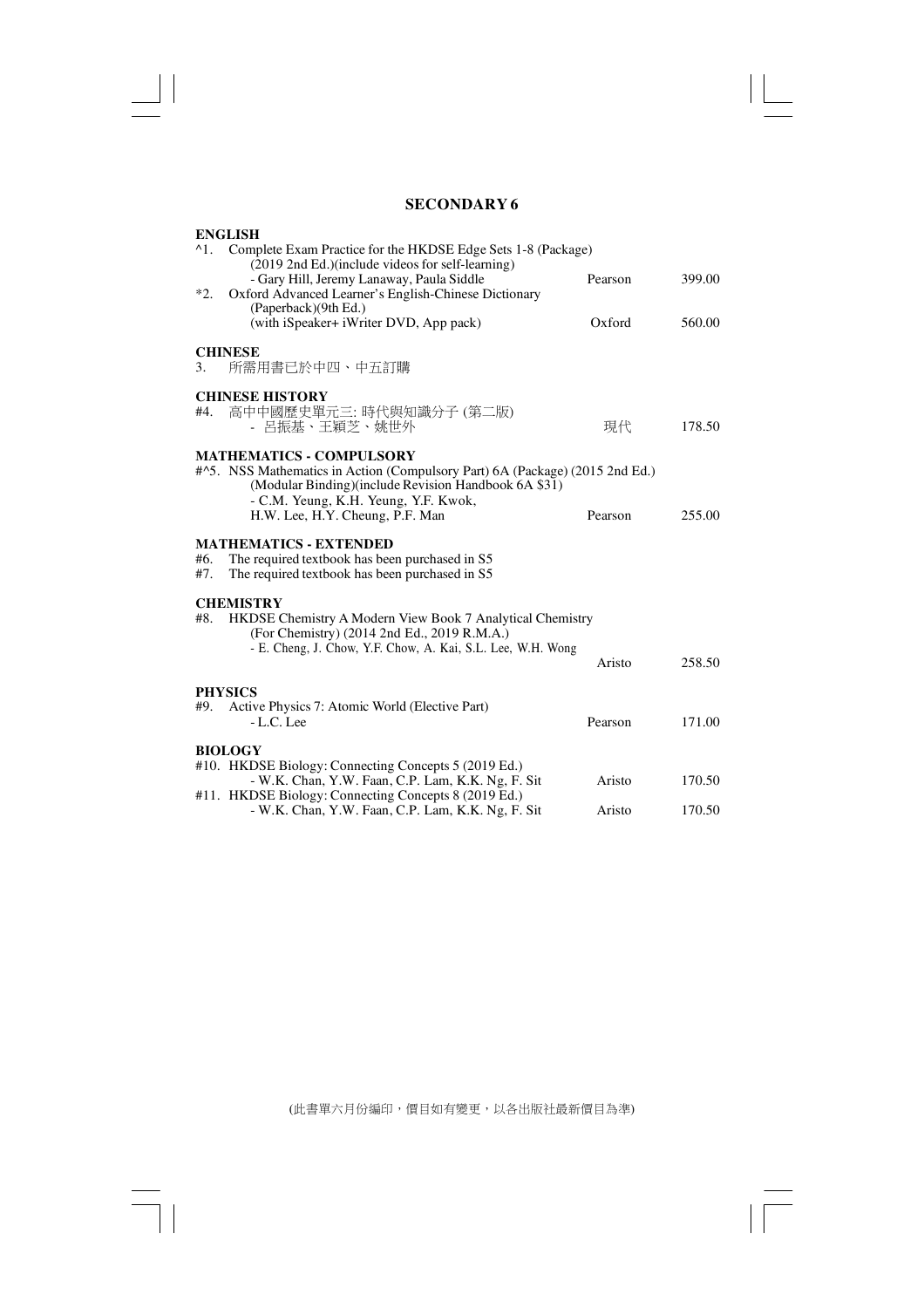# SECONDARY 6

## ENGLISH

^1. Complete Exam Practice for the HKDSE Edge Sets 1-8 (Package) (2019 2nd Ed.)(include videos for self-learning)
- Gary Hill, Jeremy Lanaway, Paula Siddle — Pearson — 399.00

*2. Oxford Advanced Learner's English-Chinese Dictionary (Paperback)(9th Ed.) (with iSpeaker+ iWriter DVD, App pack) — Oxford — 560.00

## CHINESE

3. 所需用書已於中四、中五訂購

## CHINESE HISTORY

#4. 高中中國歷史單元三: 時代與知識分子 (第二版)
- 呂振基、王穎芝、姚世外 — 現代 — 178.50

## MATHEMATICS - COMPULSORY

#^5. NSS Mathematics in Action (Compulsory Part) 6A (Package) (2015 2nd Ed.) (Modular Binding)(include Revision Handbook 6A $31)
- C.M. Yeung, K.H. Yeung, Y.F. Kwok, H.W. Lee, H.Y. Cheung, P.F. Man — Pearson — 255.00

## MATHEMATICS - EXTENDED

#6. The required textbook has been purchased in S5

#7. The required textbook has been purchased in S5

## CHEMISTRY

#8. HKDSE Chemistry A Modern View Book 7 Analytical Chemistry (For Chemistry) (2014 2nd Ed., 2019 R.M.A.)
- E. Cheng, J. Chow, Y.F. Chow, A. Kai, S.L. Lee, W.H. Wong — Aristo — 258.50

## PHYSICS

#9. Active Physics 7: Atomic World (Elective Part)
- L.C. Lee — Pearson — 171.00

## BIOLOGY

#10. HKDSE Biology: Connecting Concepts 5 (2019 Ed.)
- W.K. Chan, Y.W. Faan, C.P. Lam, K.K. Ng, F. Sit — Aristo — 170.50

#11. HKDSE Biology: Connecting Concepts 8 (2019 Ed.)
- W.K. Chan, Y.W. Faan, C.P. Lam, K.K. Ng, F. Sit — Aristo — 170.50

(此書單六月份編印，價目如有變更，以各出版社最新價目為準)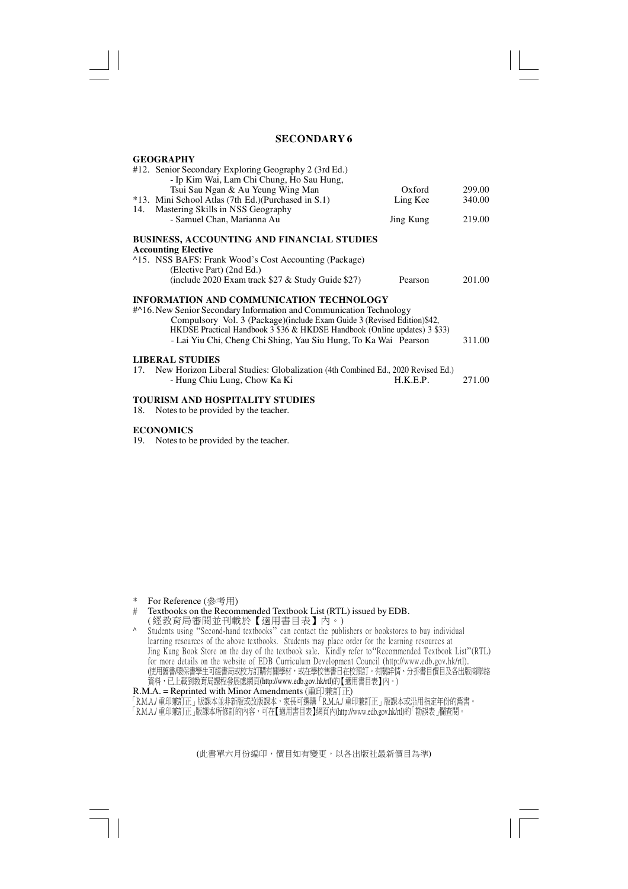## SECONDARY 6

### GEOGRAPHY

| | | | |
|---|---|---|---|
| #12. | Senior Secondary Exploring Geography 2 (3rd Ed.)<br>- Ip Kim Wai, Lam Chi Chung, Ho Sau Hung,<br>Tsui Sau Ngan & Au Yeung Wing Man | Oxford | 299.00 |
| *13. | Mini School Atlas (7th Ed.)(Purchased in S.1) | Ling Kee | 340.00 |
| 14. | Mastering Skills in NSS Geography<br>- Samuel Chan, Marianna Au | Jing Kung | 219.00 |

### BUSINESS, ACCOUNTING AND FINANCIAL STUDIES

**Accounting Elective**

| | | | |
|---|---|---|---|
| ^15. | NSS BAFS: Frank Wood's Cost Accounting (Package)<br>(Elective Part) (2nd Ed.)<br>(include 2020 Exam track $27 & Study Guide $27) | Pearson | 201.00 |

### INFORMATION AND COMMUNICATION TECHNOLOGY

| | | | |
|---|---|---|---|
| #^16. | New Senior Secondary Information and Communication Technology<br>Compulsory Vol. 3 (Package)(include Exam Guide 3 (Revised Edition)$42,<br>HKDSE Practical Handbook 3 $36 & HKDSE Handbook (Online updates) 3 $33)<br>- Lai Yiu Chi, Cheng Chi Shing, Yau Siu Hung, To Ka Wai | Pearson | 311.00 |

### LIBERAL STUDIES

| | | | |
|---|---|---|---|
| 17. | New Horizon Liberal Studies: Globalization (4th Combined Ed., 2020 Revised Ed.)<br>- Hung Chiu Lung, Chow Ka Ki | H.K.E.P. | 271.00 |

### TOURISM AND HOSPITALITY STUDIES

18. Notes to be provided by the teacher.

### ECONOMICS

19. Notes to be provided by the teacher.

\* For Reference (參考用)

\# Textbooks on the Recommended Textbook List (RTL) issued by EDB.
(經教育局審閱並刊載於【適用書目表】內。)

^ Students using "Second-hand textbooks" can contact the publishers or bookstores to buy individual learning resources of the above textbooks. Students may place order for the learning resources at Jing Kung Book Store on the day of the textbook sale. Kindly refer to"Recommended Textbook List"(RTL) for more details on the website of EDB Curriculum Development Council (http://www.edb.gov.hk/rtl).
(使用舊書課保書學生可經書局或校方訂購有關學材，或在學校售書日在校預訂。有關詳情、分拆書目價目及各出版商聯絡資料，已上載到教育局課程發展處網頁(http://www.edb.gov.hk/rtl)的【適用書目表】內。)

R.M.A. = Reprinted with Minor Amendments (重印兼訂正)

「R.M.A./ 重印兼訂正」版課本並非新版或改版課本，家長可選購「R.M.A./ 重印兼訂正」版課本或沿用指定年份的舊書。
「R.M.A./ 重印兼訂正」版課本所修訂的內容，可在【適用書目表】網頁內(http://www.edb.gov.hk/rtl)的「勘誤表」欄查閱。

(此書單六月份編印，價目如有變更，以各出版社最新價目為準)